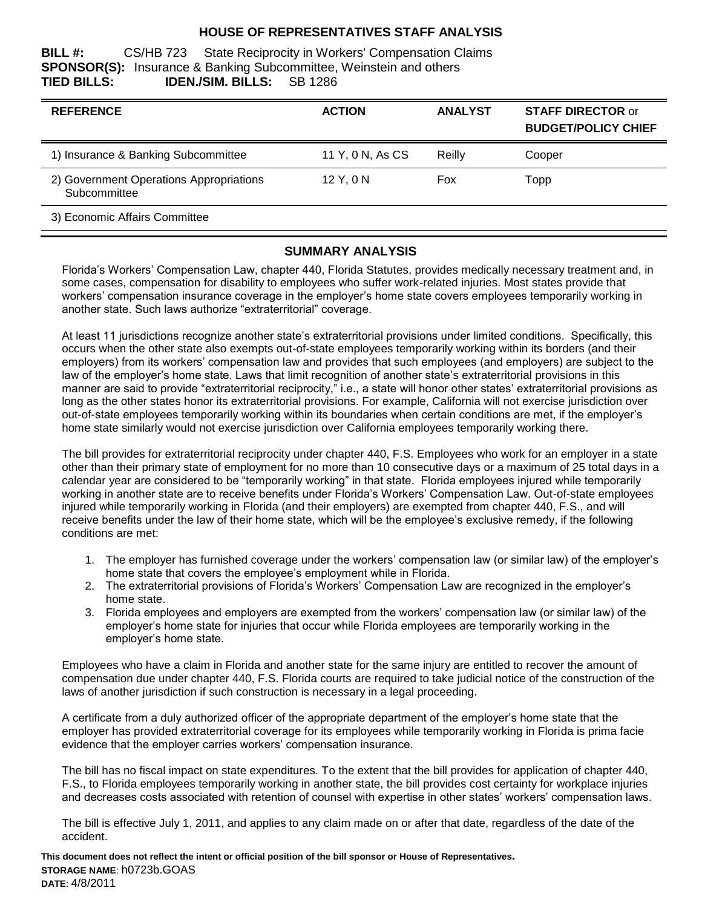# HOUSE OF REPRESENTATIVES STAFF ANALYSIS

**BILL #:** CS/HB 723 State Reciprocity in Workers' Compensation Claims
**SPONSOR(S):** Insurance & Banking Subcommittee, Weinstein and others
**TIED BILLS:** **IDEN./SIM. BILLS:** SB 1286

| REFERENCE | ACTION | ANALYST | STAFF DIRECTOR or BUDGET/POLICY CHIEF |
|---|---|---|---|
| 1) Insurance & Banking Subcommittee | 11 Y, 0 N, As CS | Reilly | Cooper |
| 2) Government Operations Appropriations Subcommittee | 12 Y, 0 N | Fox | Topp |
| 3) Economic Affairs Committee | | | |

## SUMMARY ANALYSIS

Florida's Workers' Compensation Law, chapter 440, Florida Statutes, provides medically necessary treatment and, in some cases, compensation for disability to employees who suffer work-related injuries. Most states provide that workers' compensation insurance coverage in the employer's home state covers employees temporarily working in another state. Such laws authorize "extraterritorial" coverage.

At least 11 jurisdictions recognize another state's extraterritorial provisions under limited conditions. Specifically, this occurs when the other state also exempts out-of-state employees temporarily working within its borders (and their employers) from its workers' compensation law and provides that such employees (and employers) are subject to the law of the employer's home state. Laws that limit recognition of another state's extraterritorial provisions in this manner are said to provide "extraterritorial reciprocity," i.e., a state will honor other states' extraterritorial provisions as long as the other states honor its extraterritorial provisions. For example, California will not exercise jurisdiction over out-of-state employees temporarily working within its boundaries when certain conditions are met, if the employer's home state similarly would not exercise jurisdiction over California employees temporarily working there.

The bill provides for extraterritorial reciprocity under chapter 440, F.S. Employees who work for an employer in a state other than their primary state of employment for no more than 10 consecutive days or a maximum of 25 total days in a calendar year are considered to be "temporarily working" in that state. Florida employees injured while temporarily working in another state are to receive benefits under Florida's Workers' Compensation Law. Out-of-state employees injured while temporarily working in Florida (and their employers) are exempted from chapter 440, F.S., and will receive benefits under the law of their home state, which will be the employee's exclusive remedy, if the following conditions are met:

1. The employer has furnished coverage under the workers' compensation law (or similar law) of the employer's home state that covers the employee's employment while in Florida.
2. The extraterritorial provisions of Florida's Workers' Compensation Law are recognized in the employer's home state.
3. Florida employees and employers are exempted from the workers' compensation law (or similar law) of the employer's home state for injuries that occur while Florida employees are temporarily working in the employer's home state.

Employees who have a claim in Florida and another state for the same injury are entitled to recover the amount of compensation due under chapter 440, F.S. Florida courts are required to take judicial notice of the construction of the laws of another jurisdiction if such construction is necessary in a legal proceeding.

A certificate from a duly authorized officer of the appropriate department of the employer's home state that the employer has provided extraterritorial coverage for its employees while temporarily working in Florida is prima facie evidence that the employer carries workers' compensation insurance.

The bill has no fiscal impact on state expenditures. To the extent that the bill provides for application of chapter 440, F.S., to Florida employees temporarily working in another state, the bill provides cost certainty for workplace injuries and decreases costs associated with retention of counsel with expertise in other states' workers' compensation laws.

The bill is effective July 1, 2011, and applies to any claim made on or after that date, regardless of the date of the accident.

**This document does not reflect the intent or official position of the bill sponsor or House of Representatives.**
**STORAGE NAME**: h0723b.GOAS
**DATE**: 4/8/2011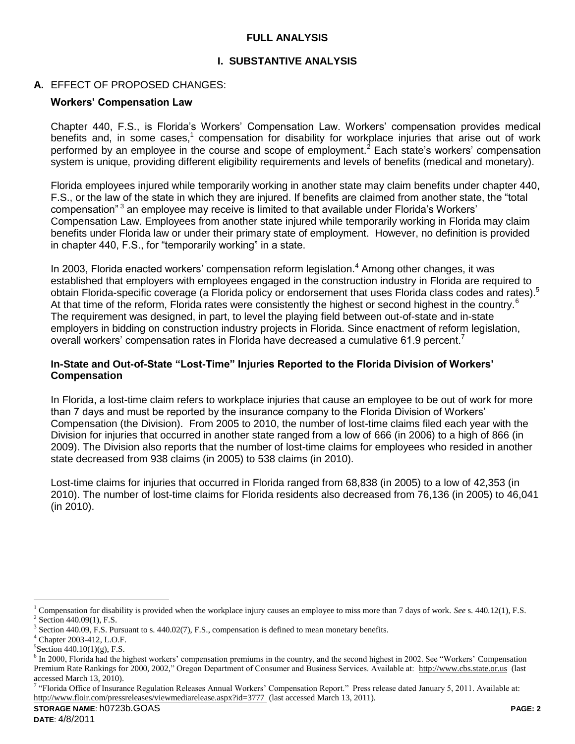## FULL ANALYSIS

### I. SUBSTANTIVE ANALYSIS

**A.** EFFECT OF PROPOSED CHANGES:

**Workers' Compensation Law**

Chapter 440, F.S., is Florida's Workers' Compensation Law. Workers' compensation provides medical benefits and, in some cases,[1] compensation for disability for workplace injuries that arise out of work performed by an employee in the course and scope of employment.[2] Each state's workers' compensation system is unique, providing different eligibility requirements and levels of benefits (medical and monetary).

Florida employees injured while temporarily working in another state may claim benefits under chapter 440, F.S., or the law of the state in which they are injured. If benefits are claimed from another state, the "total compensation" [3] an employee may receive is limited to that available under Florida's Workers' Compensation Law. Employees from another state injured while temporarily working in Florida may claim benefits under Florida law or under their primary state of employment. However, no definition is provided in chapter 440, F.S., for "temporarily working" in a state.

In 2003, Florida enacted workers' compensation reform legislation.[4] Among other changes, it was established that employers with employees engaged in the construction industry in Florida are required to obtain Florida-specific coverage (a Florida policy or endorsement that uses Florida class codes and rates).[5] At that time of the reform, Florida rates were consistently the highest or second highest in the country.[6] The requirement was designed, in part, to level the playing field between out-of-state and in-state employers in bidding on construction industry projects in Florida. Since enactment of reform legislation, overall workers' compensation rates in Florida have decreased a cumulative 61.9 percent.[7]

**In-State and Out-of-State "Lost-Time" Injuries Reported to the Florida Division of Workers' Compensation**

In Florida, a lost-time claim refers to workplace injuries that cause an employee to be out of work for more than 7 days and must be reported by the insurance company to the Florida Division of Workers' Compensation (the Division). From 2005 to 2010, the number of lost-time claims filed each year with the Division for injuries that occurred in another state ranged from a low of 666 (in 2006) to a high of 866 (in 2009). The Division also reports that the number of lost-time claims for employees who resided in another state decreased from 938 claims (in 2005) to 538 claims (in 2010).

Lost-time claims for injuries that occurred in Florida ranged from 68,838 (in 2005) to a low of 42,353 (in 2010). The number of lost-time claims for Florida residents also decreased from 76,136 (in 2005) to 46,041 (in 2010).

---

[1] Compensation for disability is provided when the workplace injury causes an employee to miss more than 7 days of work. *See* s. 440.12(1), F.S.

[2] Section 440.09(1), F.S.

[3] Section 440.09, F.S. Pursuant to s. 440.02(7), F.S., compensation is defined to mean monetary benefits.

[4] Chapter 2003-412, L.O.F.

[5] Section 440.10(1)(g), F.S.

[6] In 2000, Florida had the highest workers' compensation premiums in the country, and the second highest in 2002. See "Workers' Compensation Premium Rate Rankings for 2000, 2002," Oregon Department of Consumer and Business Services. Available at: http://www.cbs.state.or.us (last accessed March 13, 2010).

[7] "Florida Office of Insurance Regulation Releases Annual Workers' Compensation Report." Press release dated January 5, 2011. Available at: http://www.floir.com/pressreleases/viewmediarelease.aspx?id=3777 (last accessed March 13, 2011).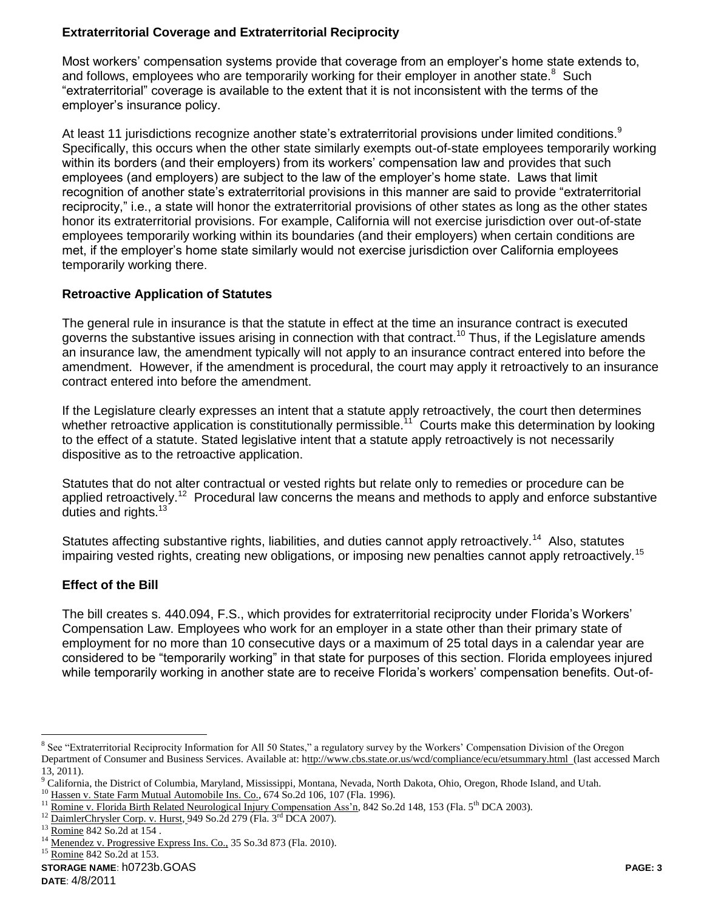**Extraterritorial Coverage and Extraterritorial Reciprocity**

Most workers' compensation systems provide that coverage from an employer's home state extends to, and follows, employees who are temporarily working for their employer in another state.[8] Such "extraterritorial" coverage is available to the extent that it is not inconsistent with the terms of the employer's insurance policy.

At least 11 jurisdictions recognize another state's extraterritorial provisions under limited conditions.[9] Specifically, this occurs when the other state similarly exempts out-of-state employees temporarily working within its borders (and their employers) from its workers' compensation law and provides that such employees (and employers) are subject to the law of the employer's home state. Laws that limit recognition of another state's extraterritorial provisions in this manner are said to provide "extraterritorial reciprocity," i.e., a state will honor the extraterritorial provisions of other states as long as the other states honor its extraterritorial provisions. For example, California will not exercise jurisdiction over out-of-state employees temporarily working within its boundaries (and their employers) when certain conditions are met, if the employer's home state similarly would not exercise jurisdiction over California employees temporarily working there.

**Retroactive Application of Statutes**

The general rule in insurance is that the statute in effect at the time an insurance contract is executed governs the substantive issues arising in connection with that contract.[10] Thus, if the Legislature amends an insurance law, the amendment typically will not apply to an insurance contract entered into before the amendment. However, if the amendment is procedural, the court may apply it retroactively to an insurance contract entered into before the amendment.

If the Legislature clearly expresses an intent that a statute apply retroactively, the court then determines whether retroactive application is constitutionally permissible.[11] Courts make this determination by looking to the effect of a statute. Stated legislative intent that a statute apply retroactively is not necessarily dispositive as to the retroactive application.

Statutes that do not alter contractual or vested rights but relate only to remedies or procedure can be applied retroactively.[12] Procedural law concerns the means and methods to apply and enforce substantive duties and rights.[13]

Statutes affecting substantive rights, liabilities, and duties cannot apply retroactively.[14] Also, statutes impairing vested rights, creating new obligations, or imposing new penalties cannot apply retroactively.[15]

**Effect of the Bill**

The bill creates s. 440.094, F.S., which provides for extraterritorial reciprocity under Florida's Workers' Compensation Law. Employees who work for an employer in a state other than their primary state of employment for no more than 10 consecutive days or a maximum of 25 total days in a calendar year are considered to be "temporarily working" in that state for purposes of this section. Florida employees injured while temporarily working in another state are to receive Florida's workers' compensation benefits. Out-of-

---

[8] See "Extraterritorial Reciprocity Information for All 50 States," a regulatory survey by the Workers' Compensation Division of the Oregon Department of Consumer and Business Services. Available at: http://www.cbs.state.or.us/wcd/compliance/ecu/etsummary.html (last accessed March 13, 2011).

[9] California, the District of Columbia, Maryland, Mississippi, Montana, Nevada, North Dakota, Ohio, Oregon, Rhode Island, and Utah.

[10] Hassen v. State Farm Mutual Automobile Ins. Co., 674 So.2d 106, 107 (Fla. 1996).

[11] Romine v. Florida Birth Related Neurological Injury Compensation Ass'n, 842 So.2d 148, 153 (Fla. 5th DCA 2003).

[12] DaimlerChrysler Corp. v. Hurst, 949 So.2d 279 (Fla. 3rd DCA 2007).

[13] Romine 842 So.2d at 154 .

[14] Menendez v. Progressive Express Ins. Co., 35 So.3d 873 (Fla. 2010).

[15] Romine 842 So.2d at 153.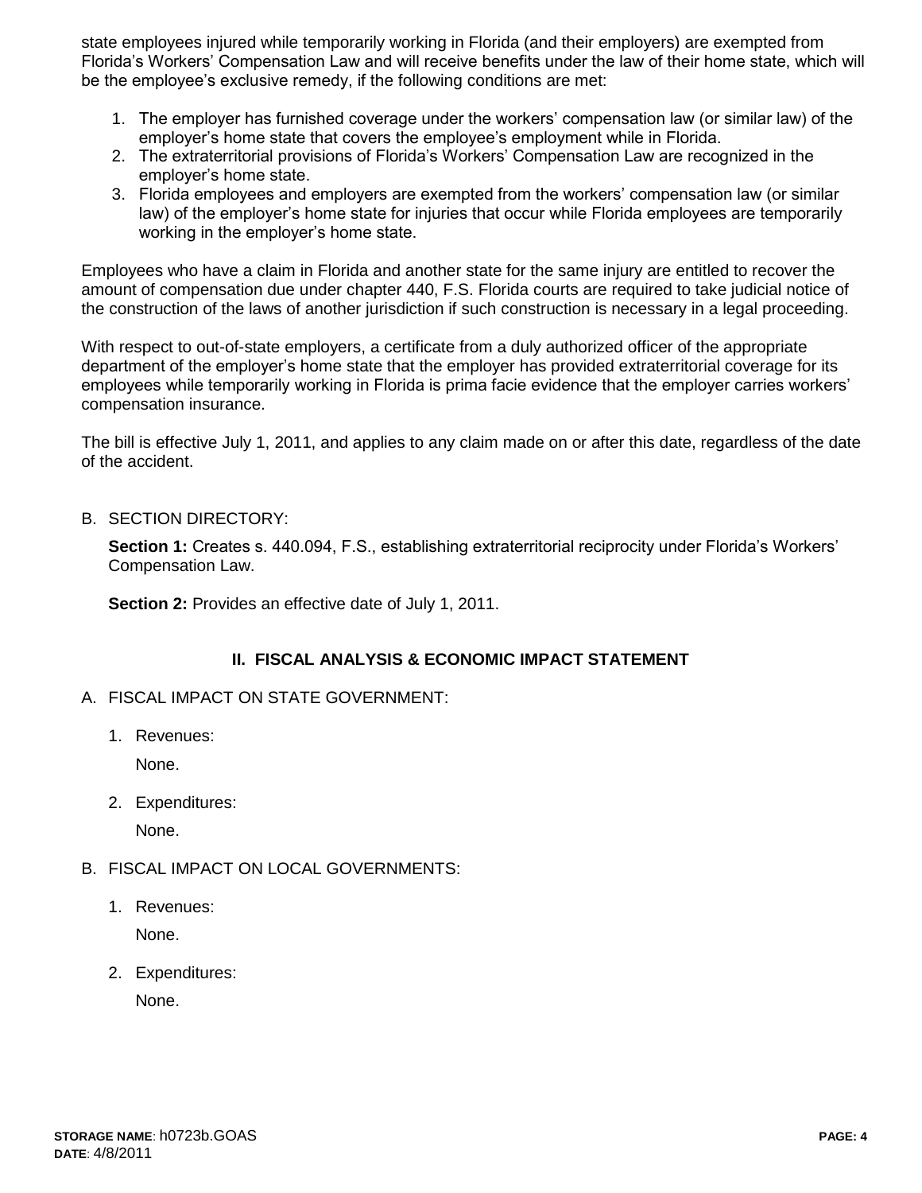state employees injured while temporarily working in Florida (and their employers) are exempted from Florida's Workers' Compensation Law and will receive benefits under the law of their home state, which will be the employee's exclusive remedy, if the following conditions are met:

1. The employer has furnished coverage under the workers' compensation law (or similar law) of the employer's home state that covers the employee's employment while in Florida.
2. The extraterritorial provisions of Florida's Workers' Compensation Law are recognized in the employer's home state.
3. Florida employees and employers are exempted from the workers' compensation law (or similar law) of the employer's home state for injuries that occur while Florida employees are temporarily working in the employer's home state.

Employees who have a claim in Florida and another state for the same injury are entitled to recover the amount of compensation due under chapter 440, F.S. Florida courts are required to take judicial notice of the construction of the laws of another jurisdiction if such construction is necessary in a legal proceeding.

With respect to out-of-state employers, a certificate from a duly authorized officer of the appropriate department of the employer's home state that the employer has provided extraterritorial coverage for its employees while temporarily working in Florida is prima facie evidence that the employer carries workers' compensation insurance.

The bill is effective July 1, 2011, and applies to any claim made on or after this date, regardless of the date of the accident.

B. SECTION DIRECTORY:

**Section 1:** Creates s. 440.094, F.S., establishing extraterritorial reciprocity under Florida's Workers' Compensation Law.

**Section 2:** Provides an effective date of July 1, 2011.

## II. FISCAL ANALYSIS & ECONOMIC IMPACT STATEMENT

A. FISCAL IMPACT ON STATE GOVERNMENT:

1. Revenues:

   None.

2. Expenditures:

   None.

B. FISCAL IMPACT ON LOCAL GOVERNMENTS:

1. Revenues:

   None.

2. Expenditures:

   None.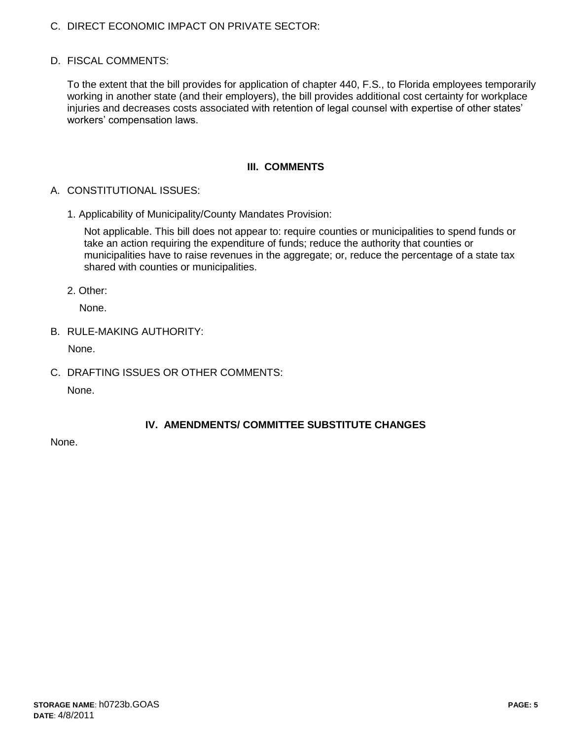C. DIRECT ECONOMIC IMPACT ON PRIVATE SECTOR:

D. FISCAL COMMENTS:

To the extent that the bill provides for application of chapter 440, F.S., to Florida employees temporarily working in another state (and their employers), the bill provides additional cost certainty for workplace injuries and decreases costs associated with retention of legal counsel with expertise of other states' workers' compensation laws.

## III. COMMENTS

A. CONSTITUTIONAL ISSUES:

1. Applicability of Municipality/County Mandates Provision:

Not applicable. This bill does not appear to: require counties or municipalities to spend funds or take an action requiring the expenditure of funds; reduce the authority that counties or municipalities have to raise revenues in the aggregate; or, reduce the percentage of a state tax shared with counties or municipalities.

2. Other:

None.

B. RULE-MAKING AUTHORITY:

None.

C. DRAFTING ISSUES OR OTHER COMMENTS:

None.

## IV. AMENDMENTS/ COMMITTEE SUBSTITUTE CHANGES

None.

**STORAGE NAME**: h0723b.GOAS
**DATE**: 4/8/2011